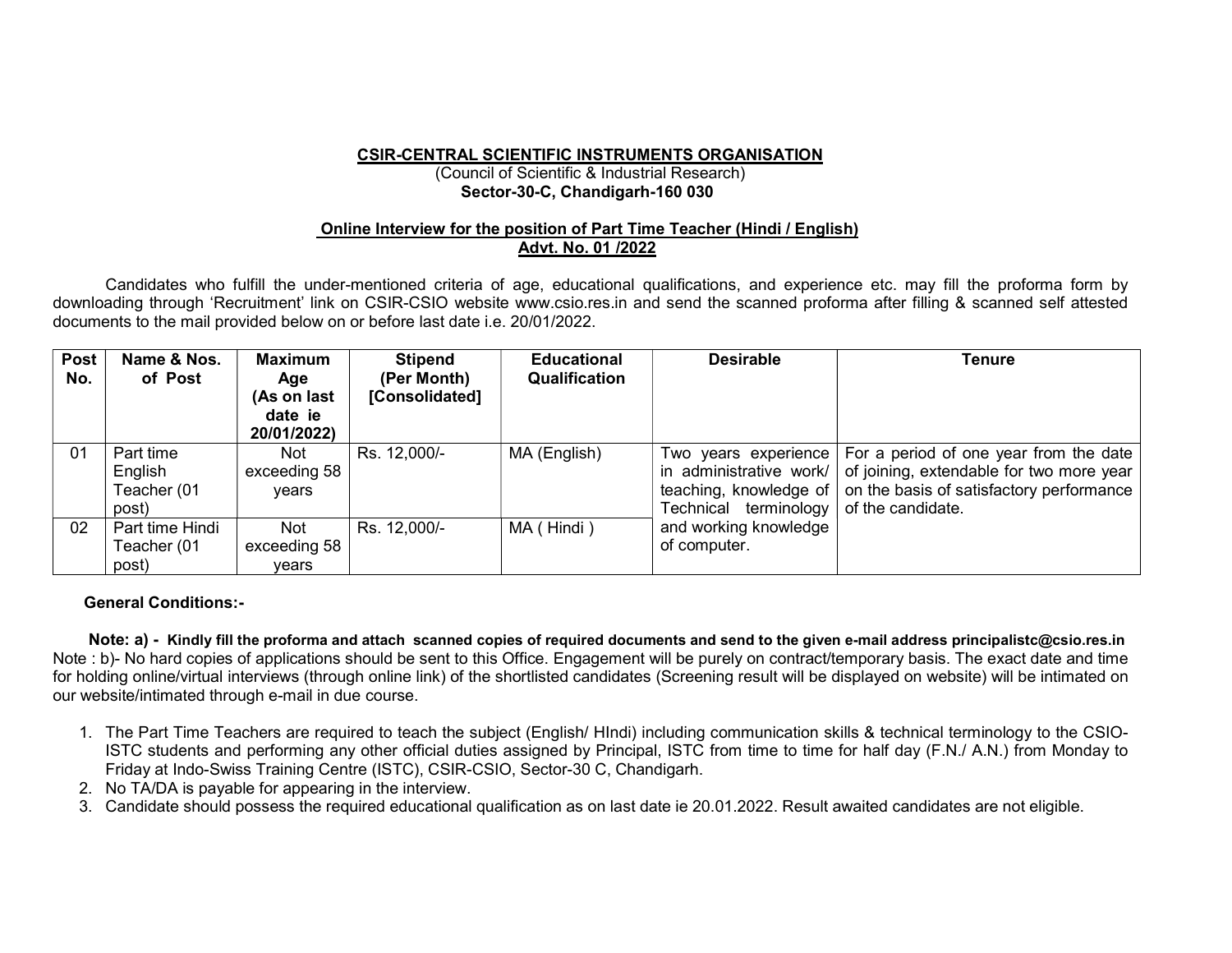**CSIR-CENTRAL SCIENTIFIC INSTRUMENTS ORGANISATION**
(Council of Scientific & Industrial Research)
**Sector-30-C, Chandigarh-160 030**

**Online Interview for the position of Part Time Teacher (Hindi / English)**
**Advt. No. 01 /2022**

Candidates who fulfill the under-mentioned criteria of age, educational qualifications, and experience etc. may fill the proforma form by downloading through 'Recruitment' link on CSIR-CSIO website www.csio.res.in and send the scanned proforma after filling & scanned self attested documents to the mail provided below on or before last date i.e. 20/01/2022.

| Post No. | Name & Nos. of Post | Maximum Age (As on last date ie 20/01/2022) | Stipend (Per Month) [Consolidated] | Educational Qualification | Desirable | Tenure |
|---|---|---|---|---|---|---|
| 01 | Part time English Teacher (01 post) | Not exceeding 58 years | Rs. 12,000/- | MA (English) | Two years experience in administrative work/ teaching, knowledge of Technical terminology and working knowledge of computer. | For a period of one year from the date of joining, extendable for two more year on the basis of satisfactory performance of the candidate. |
| 02 | Part time Hindi Teacher (01 post) | Not exceeding 58 years | Rs. 12,000/- | MA ( Hindi ) | | |

**General Conditions:-**

**Note: a) - Kindly fill the proforma and attach scanned copies of required documents and send to the given e-mail address principalistc@csio.res.in**
Note : b)- No hard copies of applications should be sent to this Office. Engagement will be purely on contract/temporary basis. The exact date and time for holding online/virtual interviews (through online link) of the shortlisted candidates (Screening result will be displayed on website) will be intimated on our website/intimated through e-mail in due course.

1. The Part Time Teachers are required to teach the subject (English/ HIndi) including communication skills & technical terminology to the CSIO-ISTC students and performing any other official duties assigned by Principal, ISTC from time to time for half day (F.N./ A.N.) from Monday to Friday at Indo-Swiss Training Centre (ISTC), CSIR-CSIO, Sector-30 C, Chandigarh.
2. No TA/DA is payable for appearing in the interview.
3. Candidate should possess the required educational qualification as on last date ie 20.01.2022. Result awaited candidates are not eligible.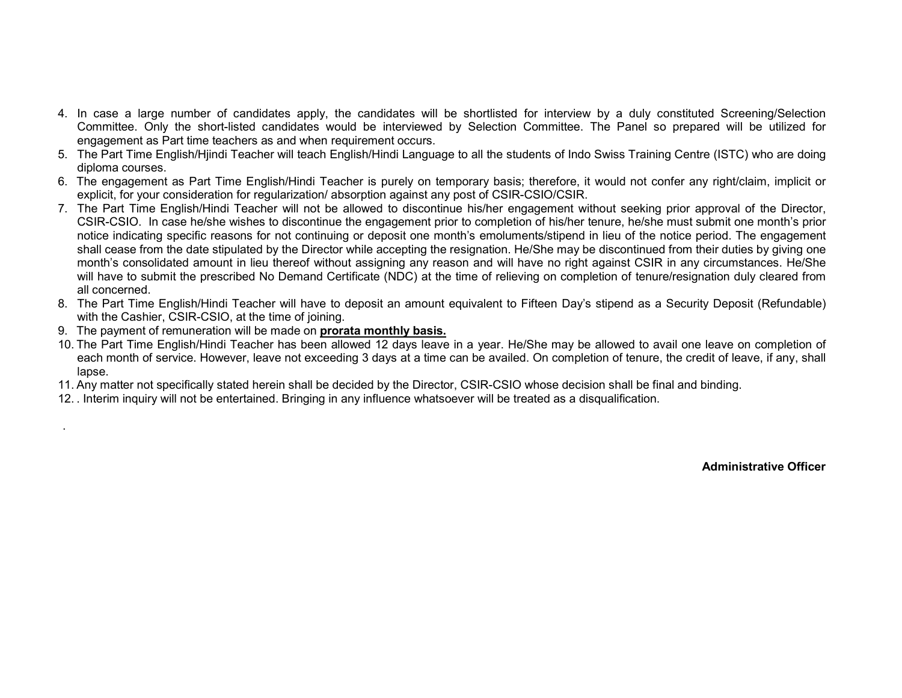4. In case a large number of candidates apply, the candidates will be shortlisted for interview by a duly constituted Screening/Selection Committee. Only the short-listed candidates would be interviewed by Selection Committee. The Panel so prepared will be utilized for engagement as Part time teachers as and when requirement occurs.
5. The Part Time English/Hjindi Teacher will teach English/Hindi Language to all the students of Indo Swiss Training Centre (ISTC) who are doing diploma courses.
6. The engagement as Part Time English/Hindi Teacher is purely on temporary basis; therefore, it would not confer any right/claim, implicit or explicit, for your consideration for regularization/ absorption against any post of CSIR-CSIO/CSIR.
7. The Part Time English/Hindi Teacher will not be allowed to discontinue his/her engagement without seeking prior approval of the Director, CSIR-CSIO. In case he/she wishes to discontinue the engagement prior to completion of his/her tenure, he/she must submit one month's prior notice indicating specific reasons for not continuing or deposit one month's emoluments/stipend in lieu of the notice period. The engagement shall cease from the date stipulated by the Director while accepting the resignation. He/She may be discontinued from their duties by giving one month's consolidated amount in lieu thereof without assigning any reason and will have no right against CSIR in any circumstances. He/She will have to submit the prescribed No Demand Certificate (NDC) at the time of relieving on completion of tenure/resignation duly cleared from all concerned.
8. The Part Time English/Hindi Teacher will have to deposit an amount equivalent to Fifteen Day's stipend as a Security Deposit (Refundable) with the Cashier, CSIR-CSIO, at the time of joining.
9. The payment of remuneration will be made on **prorata monthly basis.**
10. The Part Time English/Hindi Teacher has been allowed 12 days leave in a year. He/She may be allowed to avail one leave on completion of each month of service. However, leave not exceeding 3 days at a time can be availed. On completion of tenure, the credit of leave, if any, shall lapse.
11. Any matter not specifically stated herein shall be decided by the Director, CSIR-CSIO whose decision shall be final and binding.
12. . Interim inquiry will not be entertained. Bringing in any influence whatsoever will be treated as a disqualification.

.

**Administrative Officer**